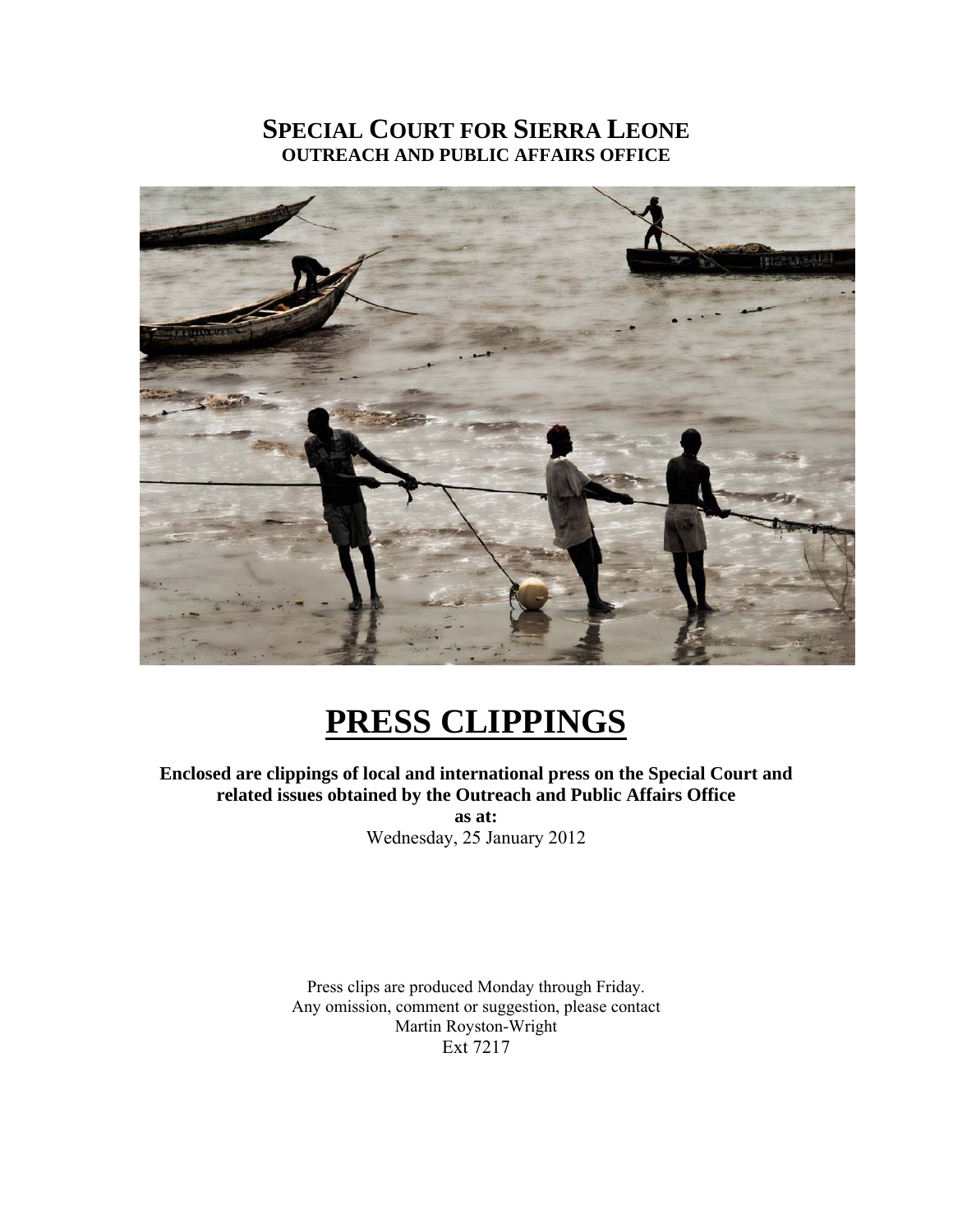# SPECIAL COURT FOR SIERRA LEONE

**OUTREACH AND PUBLIC AFFAIRS OFFICE**

# PRESS CLIPPINGS

**Enclosed are clippings of local and international press on the Special Court and related issues obtained by the Outreach and Public Affairs Office**

**as at:**

Wednesday, 25 January 2012

Press clips are produced Monday through Friday.
Any omission, comment or suggestion, please contact
Martin Royston-Wright
Ext 7217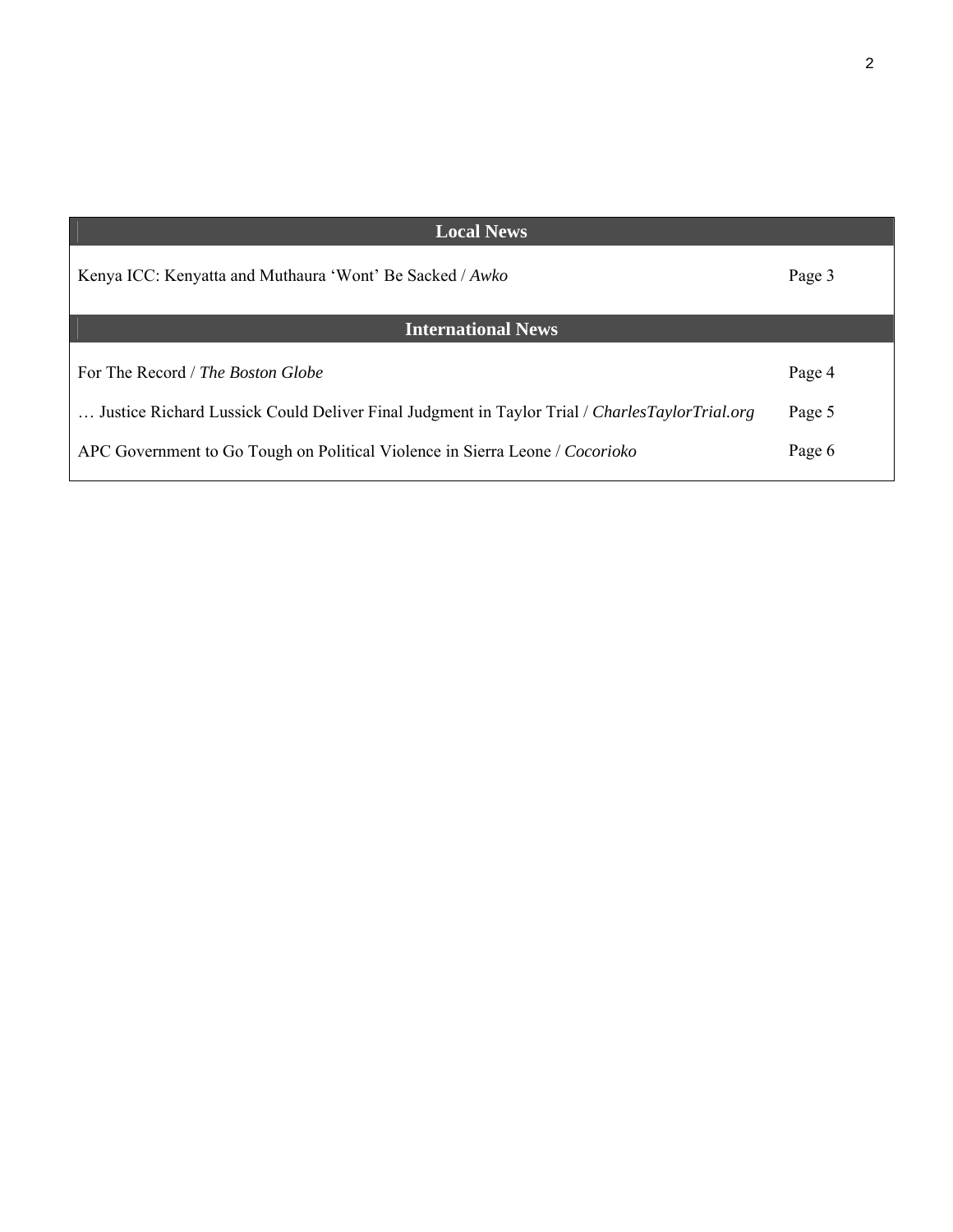## Local News

| | |
|---|---|
| Kenya ICC: Kenyatta and Muthaura 'Wont' Be Sacked / *Awko* | Page 3 |

## International News

| | |
|---|---|
| For The Record / *The Boston Globe* | Page 4 |
| … Justice Richard Lussick Could Deliver Final Judgment in Taylor Trial / *CharlesTaylorTrial.org* | Page 5 |
| APC Government to Go Tough on Political Violence in Sierra Leone / *Cocorioko* | Page 6 |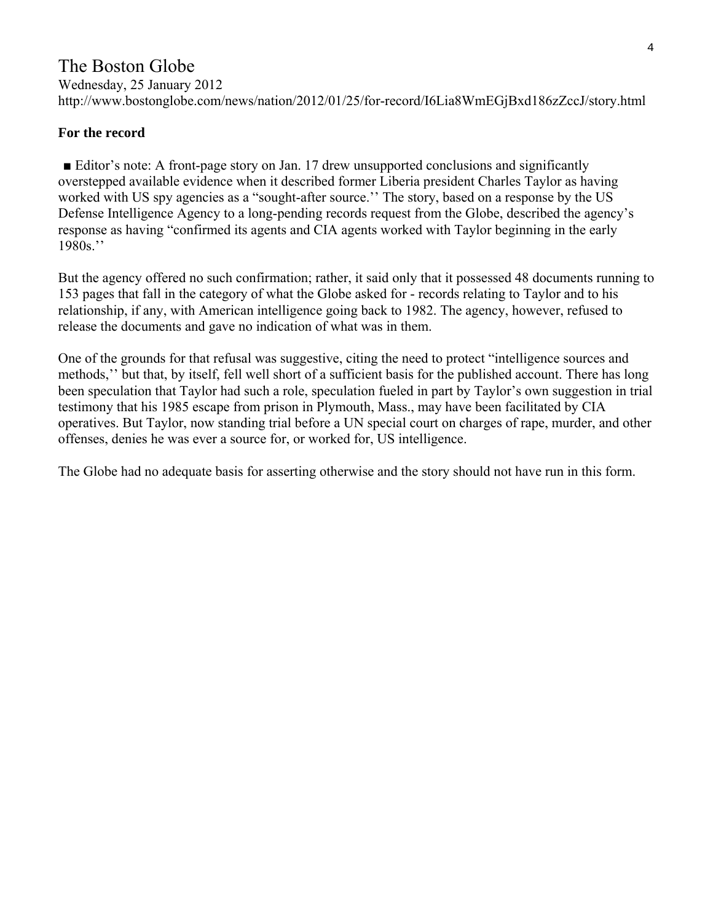# The Boston Globe

Wednesday, 25 January 2012
http://www.bostonglobe.com/news/nation/2012/01/25/for-record/I6Lia8WmEGjBxd186zZccJ/story.html

## For the record

■ Editor's note: A front-page story on Jan. 17 drew unsupported conclusions and significantly overstepped available evidence when it described former Liberia president Charles Taylor as having worked with US spy agencies as a "sought-after source.'' The story, based on a response by the US Defense Intelligence Agency to a long-pending records request from the Globe, described the agency's response as having "confirmed its agents and CIA agents worked with Taylor beginning in the early 1980s.''

But the agency offered no such confirmation; rather, it said only that it possessed 48 documents running to 153 pages that fall in the category of what the Globe asked for - records relating to Taylor and to his relationship, if any, with American intelligence going back to 1982. The agency, however, refused to release the documents and gave no indication of what was in them.

One of the grounds for that refusal was suggestive, citing the need to protect "intelligence sources and methods,'' but that, by itself, fell well short of a sufficient basis for the published account. There has long been speculation that Taylor had such a role, speculation fueled in part by Taylor's own suggestion in trial testimony that his 1985 escape from prison in Plymouth, Mass., may have been facilitated by CIA operatives. But Taylor, now standing trial before a UN special court on charges of rape, murder, and other offenses, denies he was ever a source for, or worked for, US intelligence.

The Globe had no adequate basis for asserting otherwise and the story should not have run in this form.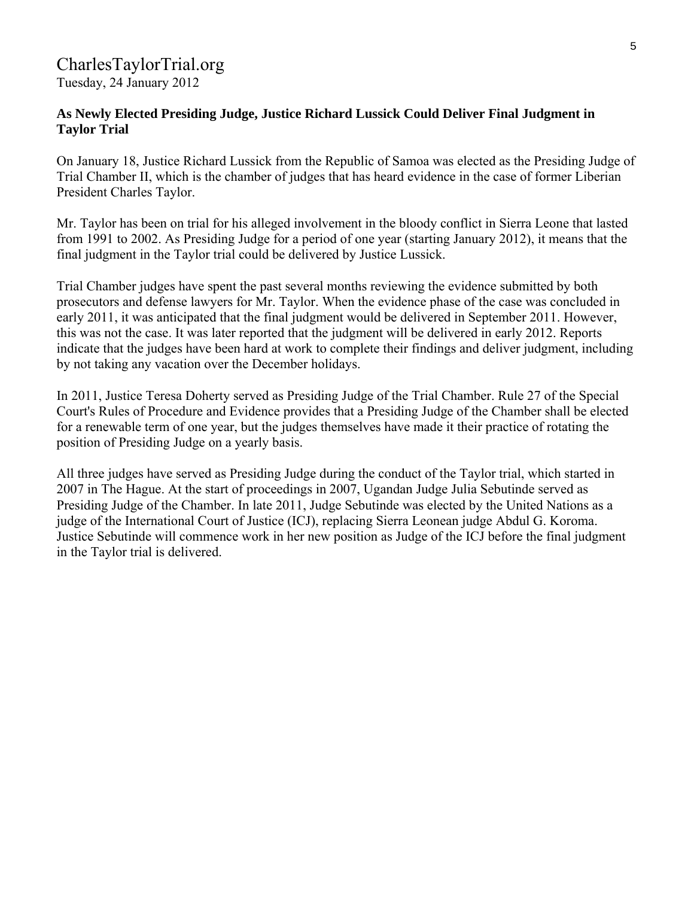CharlesTaylorTrial.org
Tuesday, 24 January 2012

**As Newly Elected Presiding Judge, Justice Richard Lussick Could Deliver Final Judgment in Taylor Trial**

On January 18, Justice Richard Lussick from the Republic of Samoa was elected as the Presiding Judge of Trial Chamber II, which is the chamber of judges that has heard evidence in the case of former Liberian President Charles Taylor.

Mr. Taylor has been on trial for his alleged involvement in the bloody conflict in Sierra Leone that lasted from 1991 to 2002. As Presiding Judge for a period of one year (starting January 2012), it means that the final judgment in the Taylor trial could be delivered by Justice Lussick.

Trial Chamber judges have spent the past several months reviewing the evidence submitted by both prosecutors and defense lawyers for Mr. Taylor. When the evidence phase of the case was concluded in early 2011, it was anticipated that the final judgment would be delivered in September 2011. However, this was not the case. It was later reported that the judgment will be delivered in early 2012. Reports indicate that the judges have been hard at work to complete their findings and deliver judgment, including by not taking any vacation over the December holidays.

In 2011, Justice Teresa Doherty served as Presiding Judge of the Trial Chamber. Rule 27 of the Special Court's Rules of Procedure and Evidence provides that a Presiding Judge of the Chamber shall be elected for a renewable term of one year, but the judges themselves have made it their practice of rotating the position of Presiding Judge on a yearly basis.

All three judges have served as Presiding Judge during the conduct of the Taylor trial, which started in 2007 in The Hague. At the start of proceedings in 2007, Ugandan Judge Julia Sebutinde served as Presiding Judge of the Chamber. In late 2011, Judge Sebutinde was elected by the United Nations as a judge of the International Court of Justice (ICJ), replacing Sierra Leonean judge Abdul G. Koroma. Justice Sebutinde will commence work in her new position as Judge of the ICJ before the final judgment in the Taylor trial is delivered.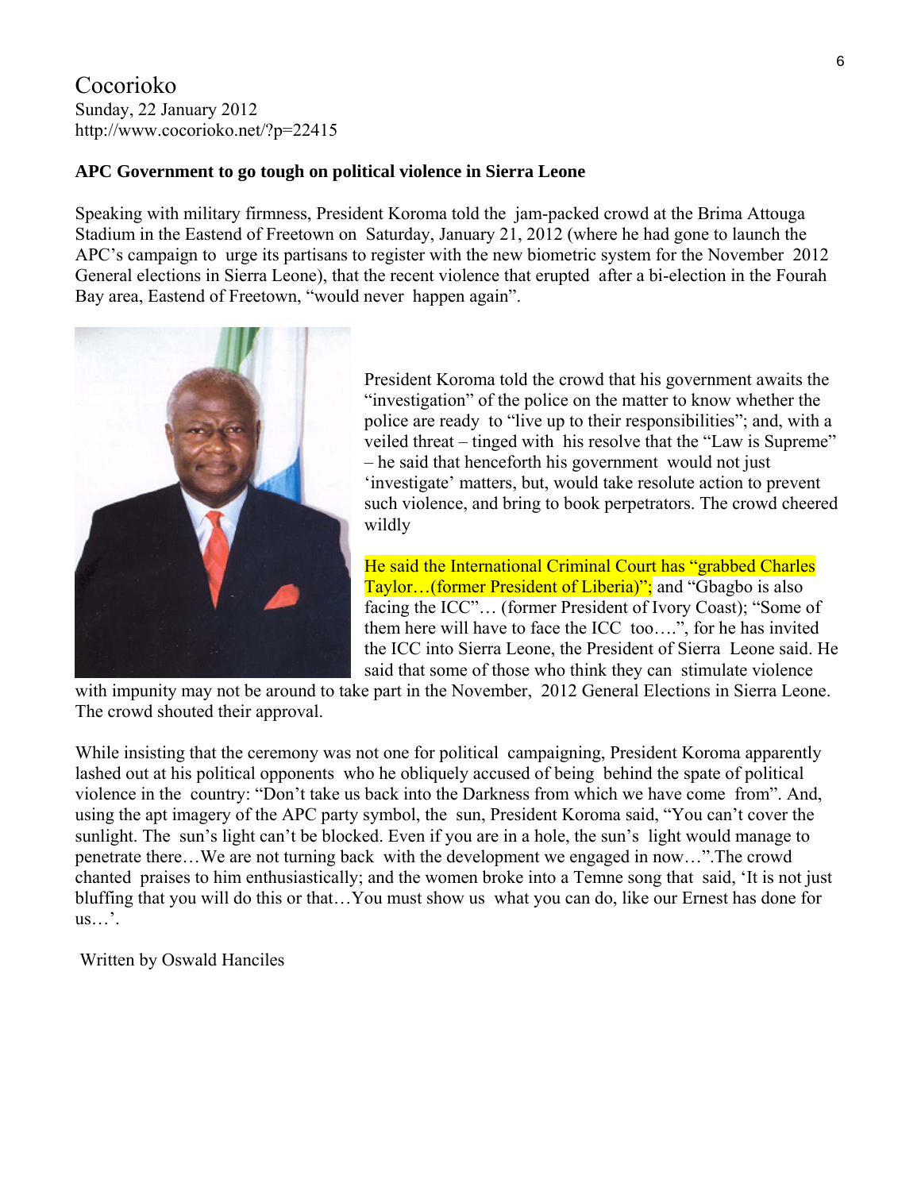Cocorioko
Sunday, 22 January 2012
http://www.cocorioko.net/?p=22415

**APC Government to go tough on political violence in Sierra Leone**

Speaking with military firmness, President Koroma told the jam-packed crowd at the Brima Attouga Stadium in the Eastend of Freetown on Saturday, January 21, 2012 (where he had gone to launch the APC's campaign to urge its partisans to register with the new biometric system for the November 2012 General elections in Sierra Leone), that the recent violence that erupted after a bi-election in the Fourah Bay area, Eastend of Freetown, "would never happen again".

President Koroma told the crowd that his government awaits the "investigation" of the police on the matter to know whether the police are ready to "live up to their responsibilities"; and, with a veiled threat – tinged with his resolve that the "Law is Supreme" – he said that henceforth his government would not just 'investigate' matters, but, would take resolute action to prevent such violence, and bring to book perpetrators. The crowd cheered wildly

He said the International Criminal Court has "grabbed Charles Taylor…(former President of Liberia)"; and "Gbagbo is also facing the ICC"… (former President of Ivory Coast); "Some of them here will have to face the ICC too….", for he has invited the ICC into Sierra Leone, the President of Sierra Leone said. He said that some of those who think they can stimulate violence with impunity may not be around to take part in the November, 2012 General Elections in Sierra Leone. The crowd shouted their approval.

While insisting that the ceremony was not one for political campaigning, President Koroma apparently lashed out at his political opponents who he obliquely accused of being behind the spate of political violence in the country: "Don't take us back into the Darkness from which we have come from". And, using the apt imagery of the APC party symbol, the sun, President Koroma said, "You can't cover the sunlight. The sun's light can't be blocked. Even if you are in a hole, the sun's light would manage to penetrate there…We are not turning back with the development we engaged in now…".The crowd chanted praises to him enthusiastically; and the women broke into a Temne song that said, 'It is not just bluffing that you will do this or that…You must show us what you can do, like our Ernest has done for us…'.

Written by Oswald Hanciles